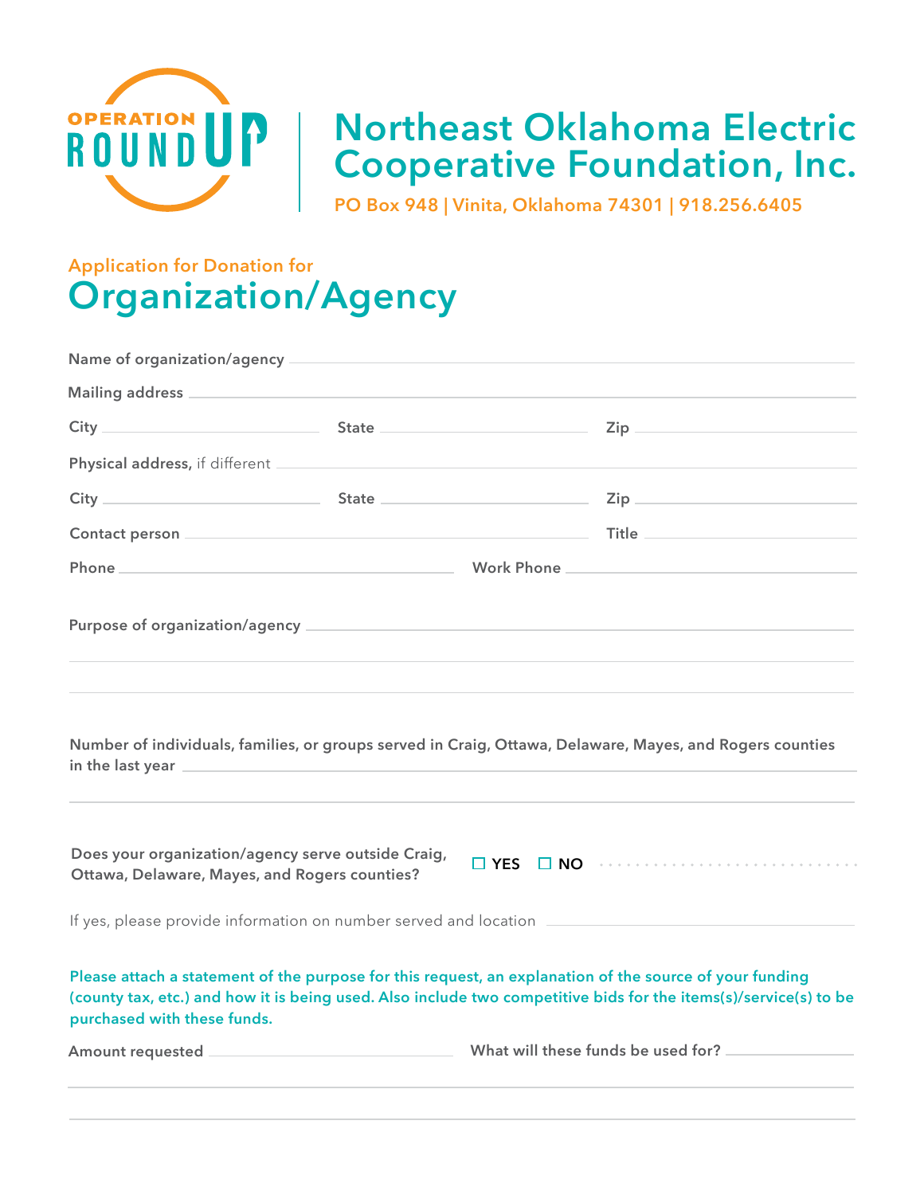OPERATION ROUND UP

# Northeast Oklahoma Electric Cooperative Foundation, Inc.

PO Box 948 | Vinita, Oklahoma 74301 | 918.256.6405

Application for Donation for

## Organization/Agency

**Name of organization/agency** ______________________________

**Mailing address** ______________________________

**City** ______________ **State** ______________ **Zip** ______________

**Physical address,** if different ______________________________

**City** ______________ **State** ______________ **Zip** ______________

**Contact person** ______________________________ **Title** ______________

**Phone** ______________________________ **Work Phone** ______________________________

**Purpose of organization/agency** ______________________________

______________________________

______________________________

**Number of individuals, families, or groups served in Craig, Ottawa, Delaware, Mayes, and Rogers counties in the last year** ______________________________

______________________________

**Does your organization/agency serve outside Craig, Ottawa, Delaware, Mayes, and Rogers counties?** ☐ **YES** ☐ **NO**

If yes, please provide information on number served and location ______________________________

**Please attach a statement of the purpose for this request, an explanation of the source of your funding (county tax, etc.) and how it is being used. Also include two competitive bids for the items(s)/service(s) to be purchased with these funds.**

**Amount requested** ______________ **What will these funds be used for?** ______________

______________________________

______________________________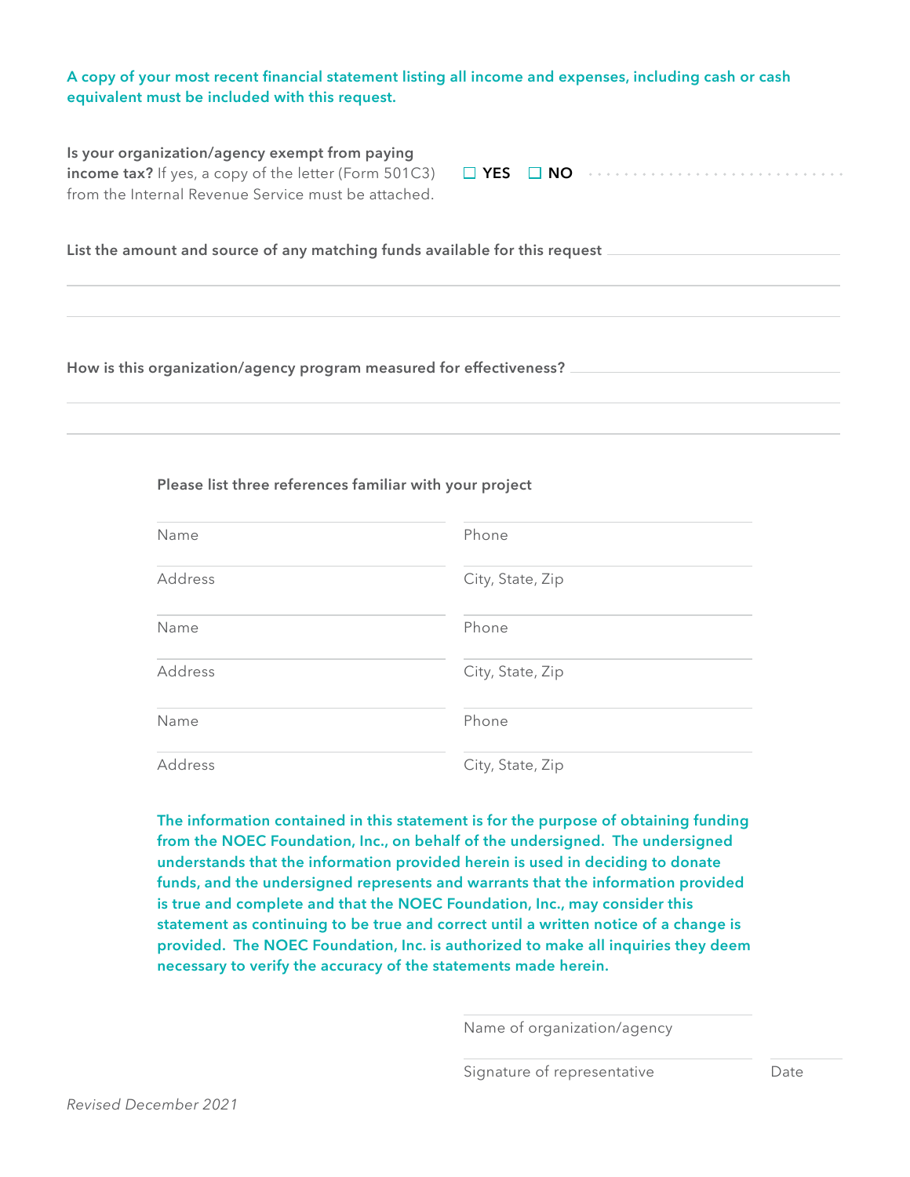**A copy of your most recent financial statement listing all income and expenses, including cash or cash equivalent must be included with this request.**

**Is your organization/agency exempt from paying income tax?** If yes, a copy of the letter (Form 501C3) from the Internal Revenue Service must be attached. ☐ **YES** ☐ **NO**

**List the amount and source of any matching funds available for this request**

**How is this organization/agency program measured for effectiveness?**

**Please list three references familiar with your project**

| | |
|---|---|
| Name | Phone |
| Address | City, State, Zip |
| Name | Phone |
| Address | City, State, Zip |
| Name | Phone |
| Address | City, State, Zip |

**The information contained in this statement is for the purpose of obtaining funding from the NOEC Foundation, Inc., on behalf of the undersigned. The undersigned understands that the information provided herein is used in deciding to donate funds, and the undersigned represents and warrants that the information provided is true and complete and that the NOEC Foundation, Inc., may consider this statement as continuing to be true and correct until a written notice of a change is provided. The NOEC Foundation, Inc. is authorized to make all inquiries they deem necessary to verify the accuracy of the statements made herein.**

Name of organization/agency

Signature of representative

Date

*Revised December 2021*